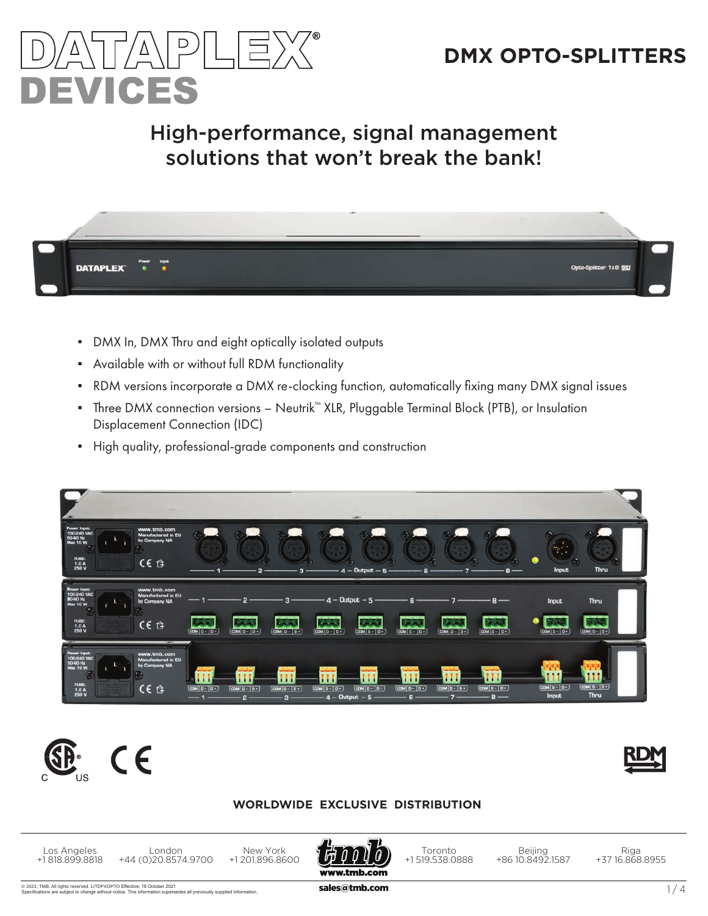# DATAPLEX® DEVICES

## DMX OPTO-SPLITTERS

## High-performance, signal management solutions that won't break the bank!

- DMX In, DMX Thru and eight optically isolated outputs
- Available with or without full RDM functionality
- RDM versions incorporate a DMX re-clocking function, automatically fixing many DMX signal issues
- Three DMX connection versions – Neutrik™ XLR, Pluggable Terminal Block (PTB), or Insulation Displacement Connection (IDC)
- High quality, professional-grade components and construction

**WORLDWIDE EXCLUSIVE DISTRIBUTION**

Los Angeles +1 818.899.8818 | London +44 (0)20.8574.9700 | New York +1 201.896.8600 | Toronto +1 519.538.0888 | Beijing +86 10.8492.1587 | Riga +37 16.868.8955

www.tmb.com

sales@tmb.com

© 2021, TMB. All rights reserved. LITDPXOPTO Effective: 18 October 2021
Specifications are subject to change without notice. This information supersedes all previously supplied information.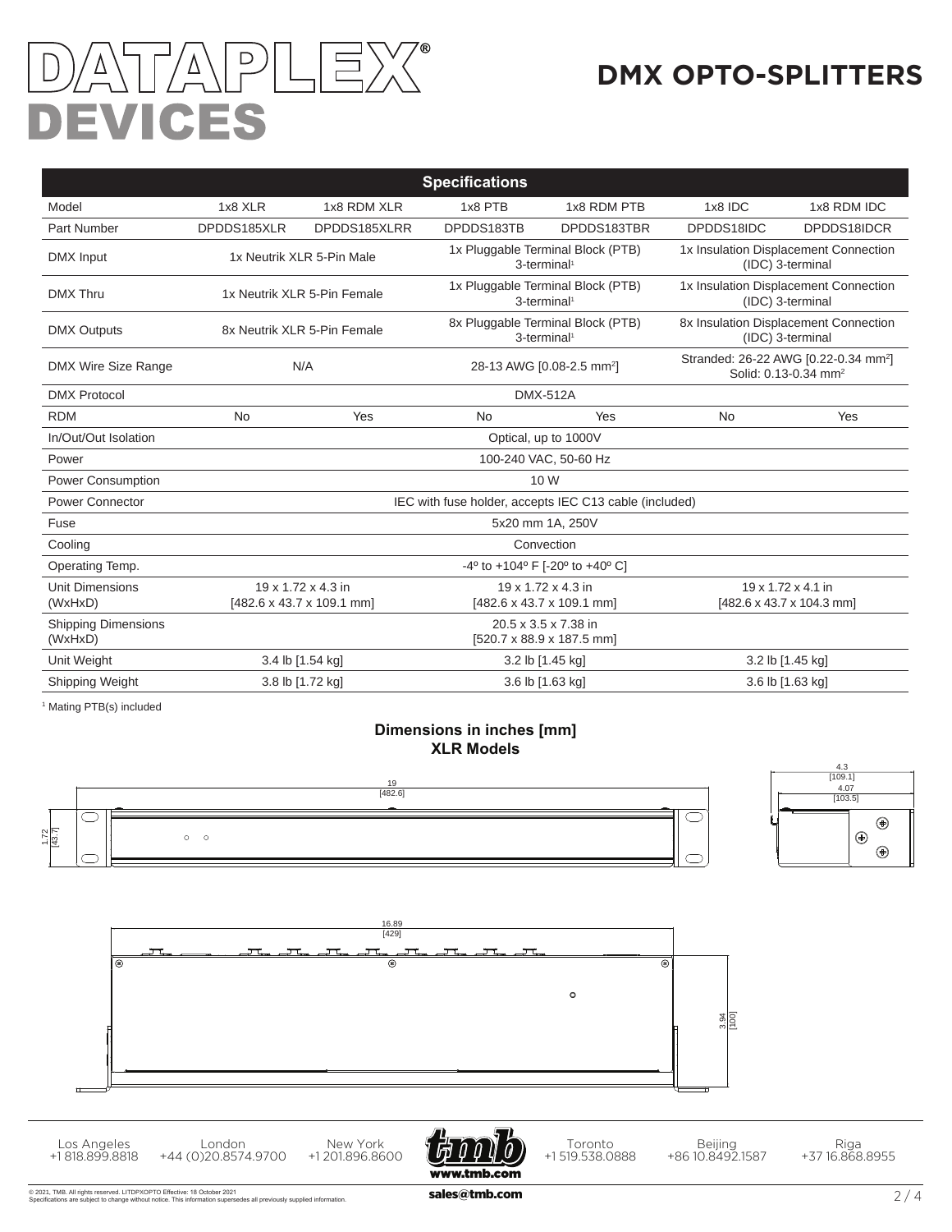# DATAPLEX® DEVICES

## DMX OPTO-SPLITTERS

| Specifications | | | | | | |
|---|---|---|---|---|---|---|
| Model | 1x8 XLR | 1x8 RDM XLR | 1x8 PTB | 1x8 RDM PTB | 1x8 IDC | 1x8 RDM IDC |
| Part Number | DPDDS185XLR | DPDDS185XLRR | DPDDS183TB | DPDDS183TBR | DPDDS18IDC | DPDDS18IDCR |
| DMX Input | 1x Neutrik XLR 5-Pin Male | | 1x Pluggable Terminal Block (PTB) 3-terminal[1] | | 1x Insulation Displacement Connection (IDC) 3-terminal | |
| DMX Thru | 1x Neutrik XLR 5-Pin Female | | 1x Pluggable Terminal Block (PTB) 3-terminal[1] | | 1x Insulation Displacement Connection (IDC) 3-terminal | |
| DMX Outputs | 8x Neutrik XLR 5-Pin Female | | 8x Pluggable Terminal Block (PTB) 3-terminal[1] | | 8x Insulation Displacement Connection (IDC) 3-terminal | |
| DMX Wire Size Range | N/A | | 28-13 AWG [0.08-2.5 mm²] | | Stranded: 26-22 AWG [0.22-0.34 mm²] Solid: 0.13-0.34 mm² | |
| DMX Protocol | DMX-512A | | | | | |
| RDM | No | Yes | No | Yes | No | Yes |
| In/Out/Out Isolation | Optical, up to 1000V | | | | | |
| Power | 100-240 VAC, 50-60 Hz | | | | | |
| Power Consumption | 10 W | | | | | |
| Power Connector | IEC with fuse holder, accepts IEC C13 cable (included) | | | | | |
| Fuse | 5x20 mm 1A, 250V | | | | | |
| Cooling | Convection | | | | | |
| Operating Temp. | -4º to +104º F [-20º to +40º C] | | | | | |
| Unit Dimensions (WxHxD) | 19 x 1.72 x 4.3 in [482.6 x 43.7 x 109.1 mm] | | 19 x 1.72 x 4.3 in [482.6 x 43.7 x 109.1 mm] | | 19 x 1.72 x 4.1 in [482.6 x 43.7 x 104.3 mm] | |
| Shipping Dimensions (WxHxD) | 20.5 x 3.5 x 7.38 in [520.7 x 88.9 x 187.5 mm] | | | | | |
| Unit Weight | 3.4 lb [1.54 kg] | | 3.2 lb [1.45 kg] | | 3.2 lb [1.45 kg] | |
| Shipping Weight | 3.8 lb [1.72 kg] | | 3.6 lb [1.63 kg] | | 3.6 lb [1.63 kg] | |

[1] Mating PTB(s) included

**Dimensions in inches [mm]**
**XLR Models**

19 [482.6]

1.72 [43.7]

4.3 [109.1]

4.07 [103.5]

16.89 [429]

3.94 [100]

Los Angeles +1 818.899.8818 | London +44 (0)20.8574.9700 | New York +1 201.896.8600 | Toronto +1 519.538.0888 | Beijing +86 10.8492.1587 | Riga +37 16.868.8955

www.tmb.com

sales@tmb.com

© 2021, TMB. All rights reserved. LITDPXOPTO Effective: 18 October 2021
Specifications are subject to change without notice. This information supersedes all previously supplied information.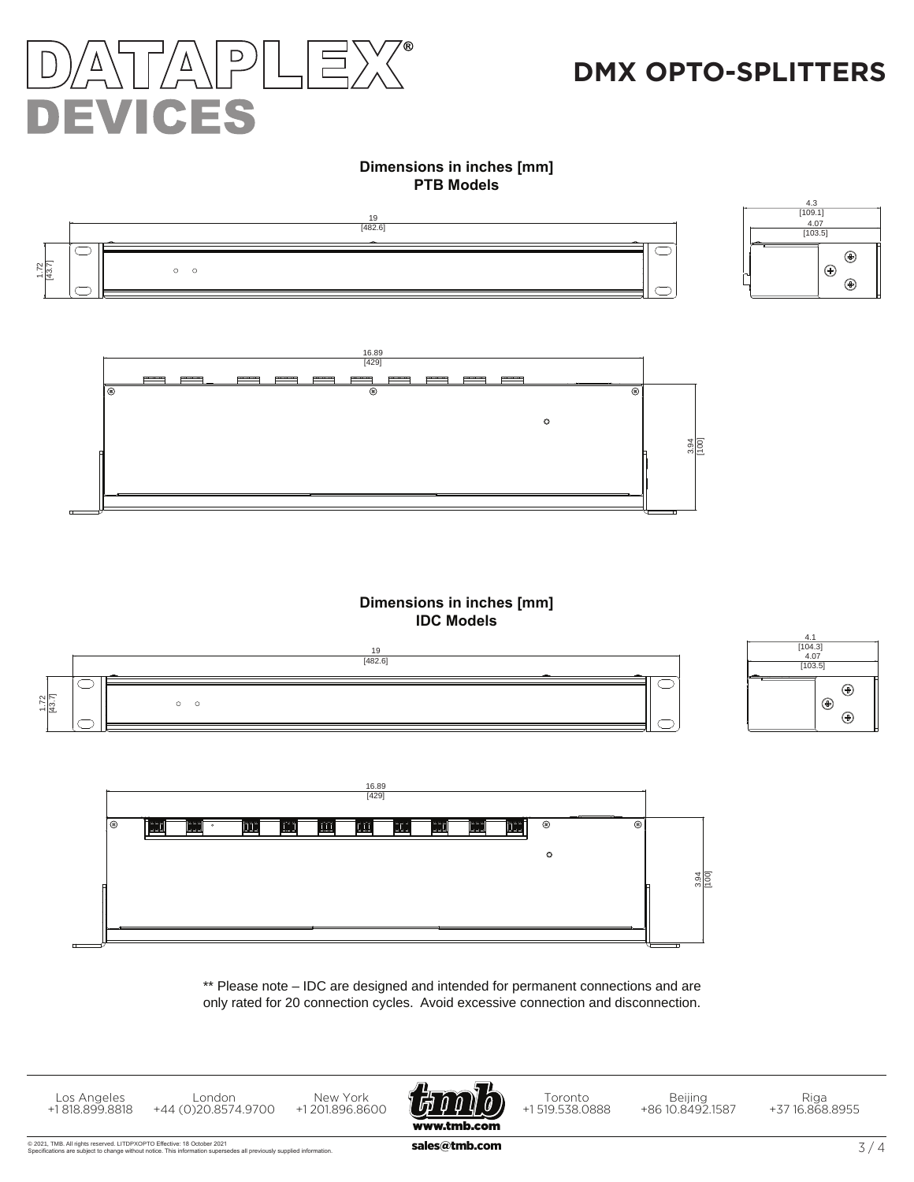# DATAPLEX® DEVICES

## DMX OPTO-SPLITTERS

**Dimensions in inches [mm]**
**PTB Models**

19 [482.6]

1.72 [43.7]

4.3 [109.1]

4.07 [103.5]

16.89 [429]

3.94 [100]

**Dimensions in inches [mm]**
**IDC Models**

19 [482.6]

1.72 [43.7]

4.1 [104.3]

4.07 [103.5]

16.89 [429]

3.94 [100]

** Please note – IDC are designed and intended for permanent connections and are only rated for 20 connection cycles. Avoid excessive connection and disconnection.

Los Angeles +1 818.899.8818 | London +44 (0)20.8574.9700 | New York +1 201.896.8600 | Toronto +1 519.538.0888 | Beijing +86 10.8492.1587 | Riga +37 16.868.8955

www.tmb.com

sales@tmb.com

© 2021, TMB. All rights reserved. LITDPXOPTO Effective: 18 October 2021
Specifications are subject to change without notice. This information supersedes all previously supplied information.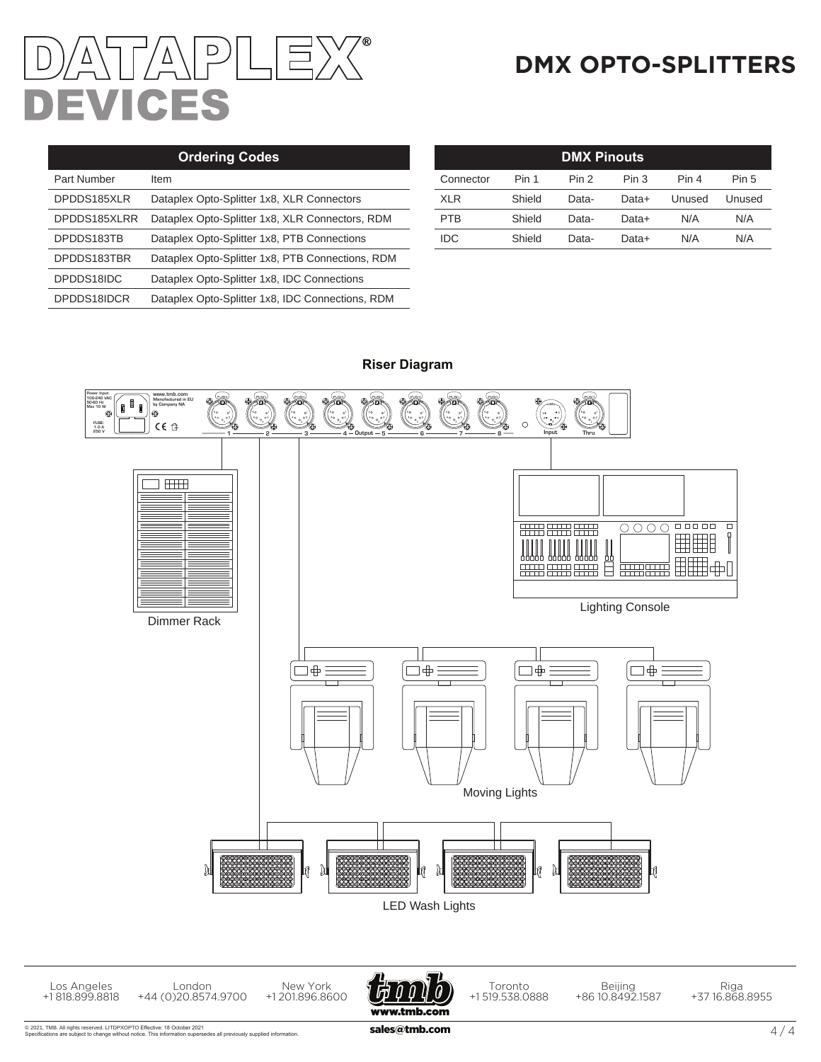# DATAPLEX® DEVICES

## DMX OPTO-SPLITTERS

| Ordering Codes | |
|---|---|
| Part Number | Item |
| DPDDS185XLR | Dataplex Opto-Splitter 1x8, XLR Connectors |
| DPDDS185XLRR | Dataplex Opto-Splitter 1x8, XLR Connectors, RDM |
| DPDDS183TB | Dataplex Opto-Splitter 1x8, PTB Connections |
| DPDDS183TBR | Dataplex Opto-Splitter 1x8, PTB Connections, RDM |
| DPDDS18IDC | Dataplex Opto-Splitter 1x8, IDC Connections |
| DPDDS18IDCR | Dataplex Opto-Splitter 1x8, IDC Connections, RDM |

| DMX Pinouts | | | | | |
|---|---|---|---|---|---|
| Connector | Pin 1 | Pin 2 | Pin 3 | Pin 4 | Pin 5 |
| XLR | Shield | Data- | Data+ | Unused | Unused |
| PTB | Shield | Data- | Data+ | N/A | N/A |
| IDC | Shield | Data- | Data+ | N/A | N/A |

### Riser Diagram

Power Input: 100-240 VAC 50-60 Hz Max 10 W

FUSE: 1.0 A 250 V

www.tmb.com Manufactured in EU by Company NA

1 2 3 4 — Output — 5 6 7 8

Input

Thru

Dimmer Rack

Lighting Console

Moving Lights

LED Wash Lights

Los Angeles +1 818.899.8818 | London +44 (0)20.8574.9700 | New York +1 201.896.8600 | www.tmb.com | Toronto +1 519.538.0888 | Beijing +86 10.8492.1587 | Riga +37 16.868.8955

sales@tmb.com

© 2021, TMB. All rights reserved. LITDPXOPTO Effective: 18 October 2021
Specifications are subject to change without notice. This information supersedes all previously supplied information.